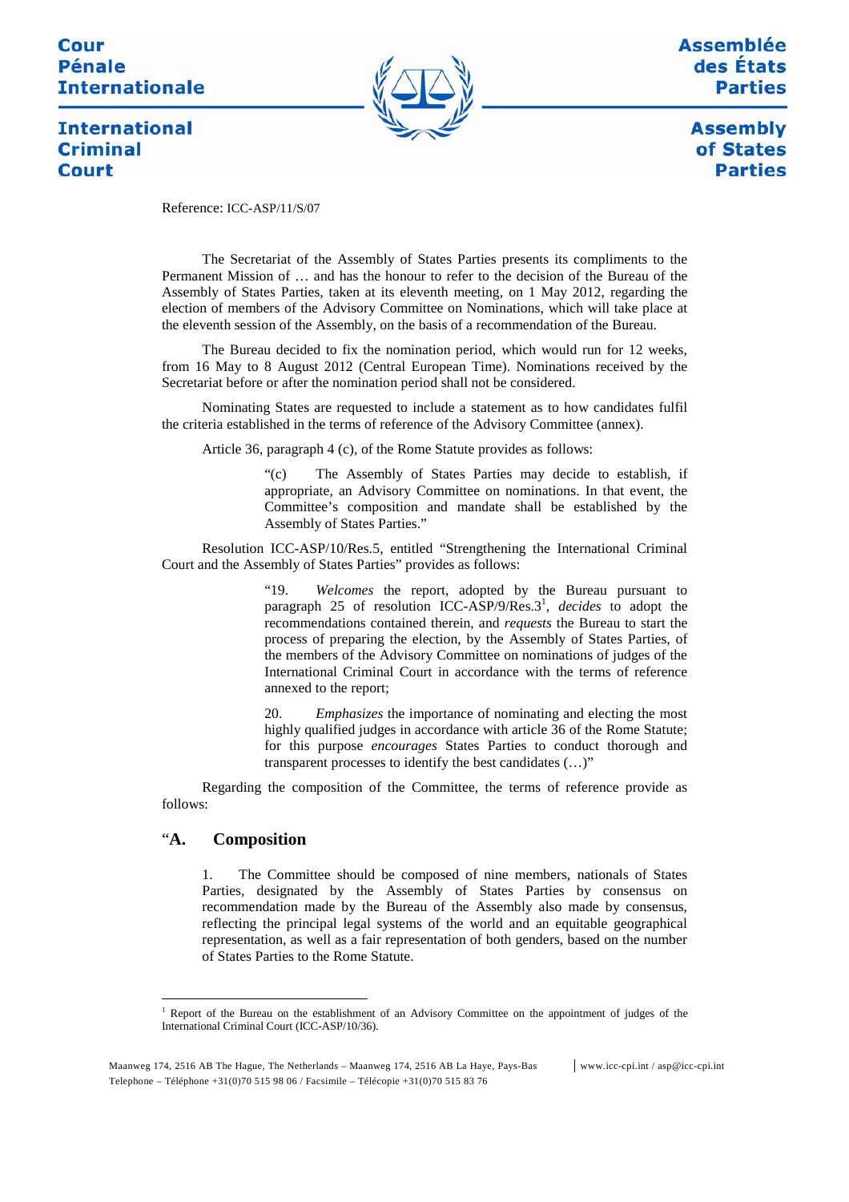Cour Pénale Internationale

International Criminal Court

Assemblée des États Parties

Assembly of States Parties

Reference: ICC-ASP/11/S/07

The Secretariat of the Assembly of States Parties presents its compliments to the Permanent Mission of … and has the honour to refer to the decision of the Bureau of the Assembly of States Parties, taken at its eleventh meeting, on 1 May 2012, regarding the election of members of the Advisory Committee on Nominations, which will take place at the eleventh session of the Assembly, on the basis of a recommendation of the Bureau.

The Bureau decided to fix the nomination period, which would run for 12 weeks, from 16 May to 8 August 2012 (Central European Time). Nominations received by the Secretariat before or after the nomination period shall not be considered.

Nominating States are requested to include a statement as to how candidates fulfil the criteria established in the terms of reference of the Advisory Committee (annex).

Article 36, paragraph 4 (c), of the Rome Statute provides as follows:

> "(c) The Assembly of States Parties may decide to establish, if appropriate, an Advisory Committee on nominations. In that event, the Committee's composition and mandate shall be established by the Assembly of States Parties."

Resolution ICC-ASP/10/Res.5, entitled "Strengthening the International Criminal Court and the Assembly of States Parties" provides as follows:

> "19. *Welcomes* the report, adopted by the Bureau pursuant to paragraph 25 of resolution ICC-ASP/9/Res.3[1], *decides* to adopt the recommendations contained therein, and *requests* the Bureau to start the process of preparing the election, by the Assembly of States Parties, of the members of the Advisory Committee on nominations of judges of the International Criminal Court in accordance with the terms of reference annexed to the report;
>
> 20. *Emphasizes* the importance of nominating and electing the most highly qualified judges in accordance with article 36 of the Rome Statute; for this purpose *encourages* States Parties to conduct thorough and transparent processes to identify the best candidates (…)"

Regarding the composition of the Committee, the terms of reference provide as follows:

## "A. Composition

> 1. The Committee should be composed of nine members, nationals of States Parties, designated by the Assembly of States Parties by consensus on recommendation made by the Bureau of the Assembly also made by consensus, reflecting the principal legal systems of the world and an equitable geographical representation, as well as a fair representation of both genders, based on the number of States Parties to the Rome Statute.

[1] Report of the Bureau on the establishment of an Advisory Committee on the appointment of judges of the International Criminal Court (ICC-ASP/10/36).

Maanweg 174, 2516 AB The Hague, The Netherlands – Maanweg 174, 2516 AB La Haye, Pays-Bas | www.icc-cpi.int / asp@icc-cpi.int
Telephone – Téléphone +31(0)70 515 98 06 / Facsimile – Télécopie +31(0)70 515 83 76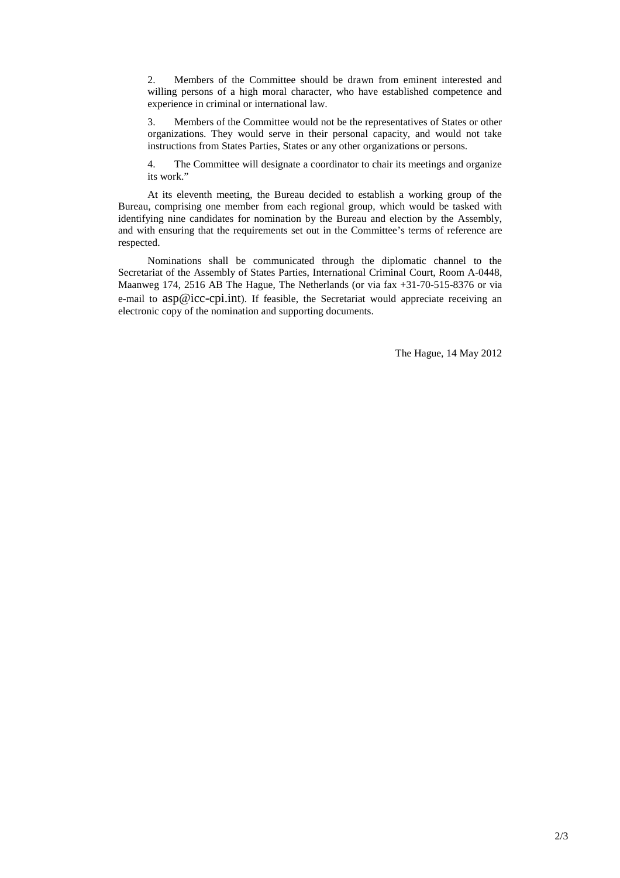2. Members of the Committee should be drawn from eminent interested and willing persons of a high moral character, who have established competence and experience in criminal or international law.

3. Members of the Committee would not be the representatives of States or other organizations. They would serve in their personal capacity, and would not take instructions from States Parties, States or any other organizations or persons.

4. The Committee will designate a coordinator to chair its meetings and organize its work."

At its eleventh meeting, the Bureau decided to establish a working group of the Bureau, comprising one member from each regional group, which would be tasked with identifying nine candidates for nomination by the Bureau and election by the Assembly, and with ensuring that the requirements set out in the Committee's terms of reference are respected.

Nominations shall be communicated through the diplomatic channel to the Secretariat of the Assembly of States Parties, International Criminal Court, Room A-0448, Maanweg 174, 2516 AB The Hague, The Netherlands (or via fax +31-70-515-8376 or via e-mail to asp@icc-cpi.int). If feasible, the Secretariat would appreciate receiving an electronic copy of the nomination and supporting documents.

The Hague, 14 May 2012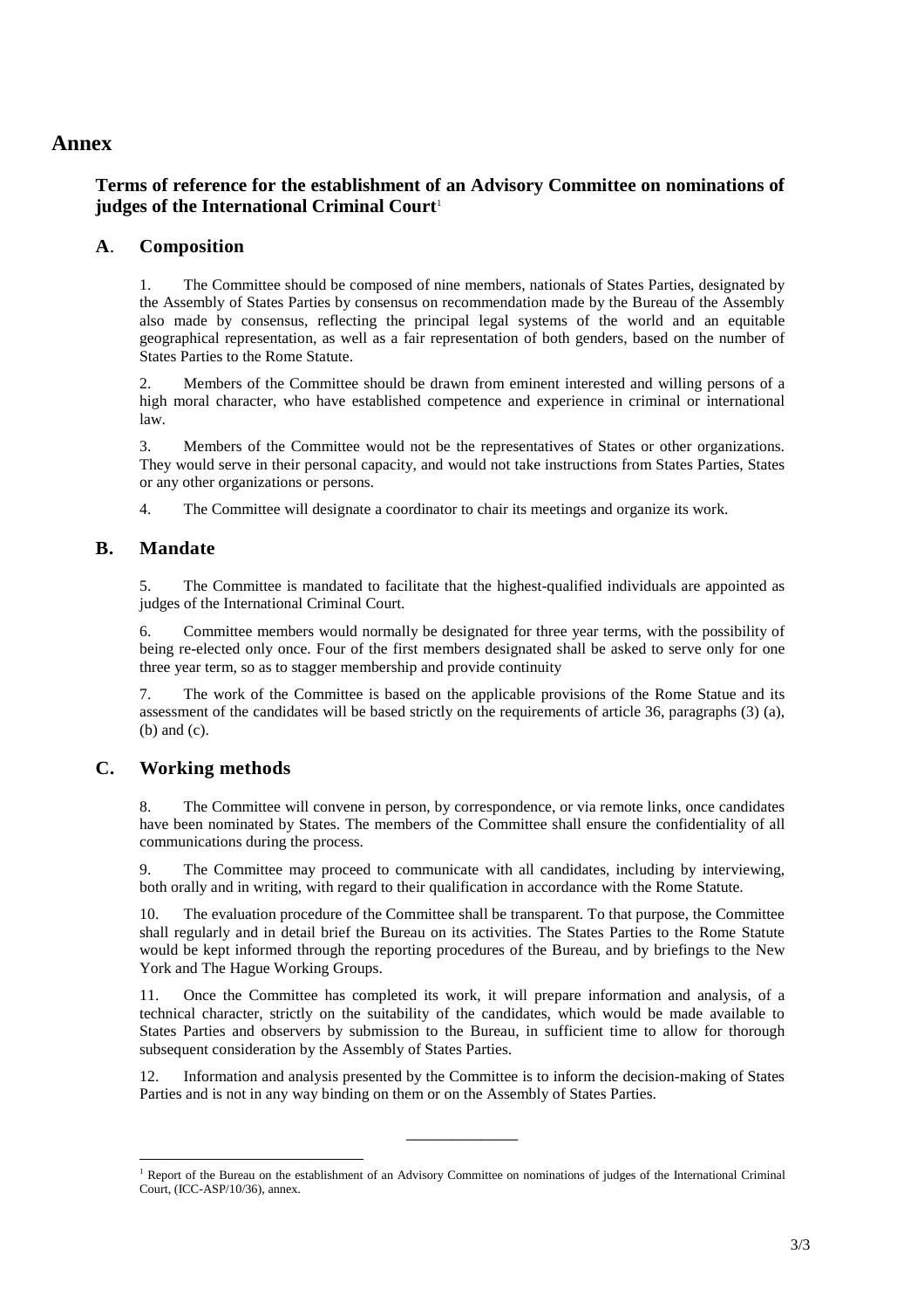# Annex

## Terms of reference for the establishment of an Advisory Committee on nominations of judges of the International Criminal Court[1]

### A. Composition

1. The Committee should be composed of nine members, nationals of States Parties, designated by the Assembly of States Parties by consensus on recommendation made by the Bureau of the Assembly also made by consensus, reflecting the principal legal systems of the world and an equitable geographical representation, as well as a fair representation of both genders, based on the number of States Parties to the Rome Statute.

2. Members of the Committee should be drawn from eminent interested and willing persons of a high moral character, who have established competence and experience in criminal or international law.

3. Members of the Committee would not be the representatives of States or other organizations. They would serve in their personal capacity, and would not take instructions from States Parties, States or any other organizations or persons.

4. The Committee will designate a coordinator to chair its meetings and organize its work.

### B. Mandate

5. The Committee is mandated to facilitate that the highest-qualified individuals are appointed as judges of the International Criminal Court.

6. Committee members would normally be designated for three year terms, with the possibility of being re-elected only once. Four of the first members designated shall be asked to serve only for one three year term, so as to stagger membership and provide continuity

7. The work of the Committee is based on the applicable provisions of the Rome Statue and its assessment of the candidates will be based strictly on the requirements of article 36, paragraphs (3) (a), (b) and (c).

### C. Working methods

8. The Committee will convene in person, by correspondence, or via remote links, once candidates have been nominated by States. The members of the Committee shall ensure the confidentiality of all communications during the process.

9. The Committee may proceed to communicate with all candidates, including by interviewing, both orally and in writing, with regard to their qualification in accordance with the Rome Statute.

10. The evaluation procedure of the Committee shall be transparent. To that purpose, the Committee shall regularly and in detail brief the Bureau on its activities. The States Parties to the Rome Statute would be kept informed through the reporting procedures of the Bureau, and by briefings to the New York and The Hague Working Groups.

11. Once the Committee has completed its work, it will prepare information and analysis, of a technical character, strictly on the suitability of the candidates, which would be made available to States Parties and observers by submission to the Bureau, in sufficient time to allow for thorough subsequent consideration by the Assembly of States Parties.

12. Information and analysis presented by the Committee is to inform the decision-making of States Parties and is not in any way binding on them or on the Assembly of States Parties.

---

[1] Report of the Bureau on the establishment of an Advisory Committee on nominations of judges of the International Criminal Court, (ICC-ASP/10/36), annex.